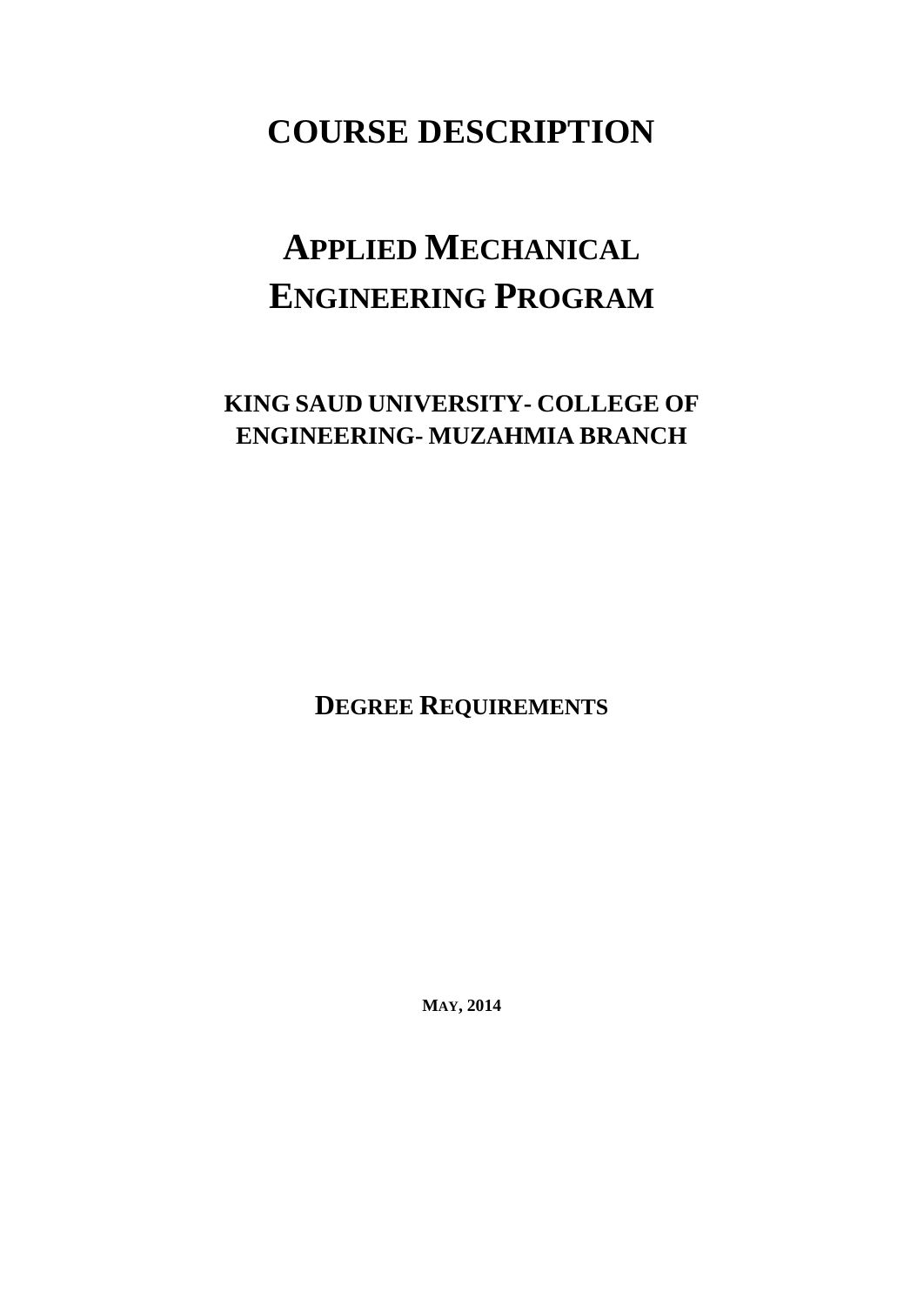# COURSE DESCRIPTION

# APPLIED MECHANICAL ENGINEERING PROGRAM

## KING SAUD UNIVERSITY- COLLEGE OF ENGINEERING- MUZAHMIA BRANCH

## DEGREE REQUIREMENTS

**MAY, 2014**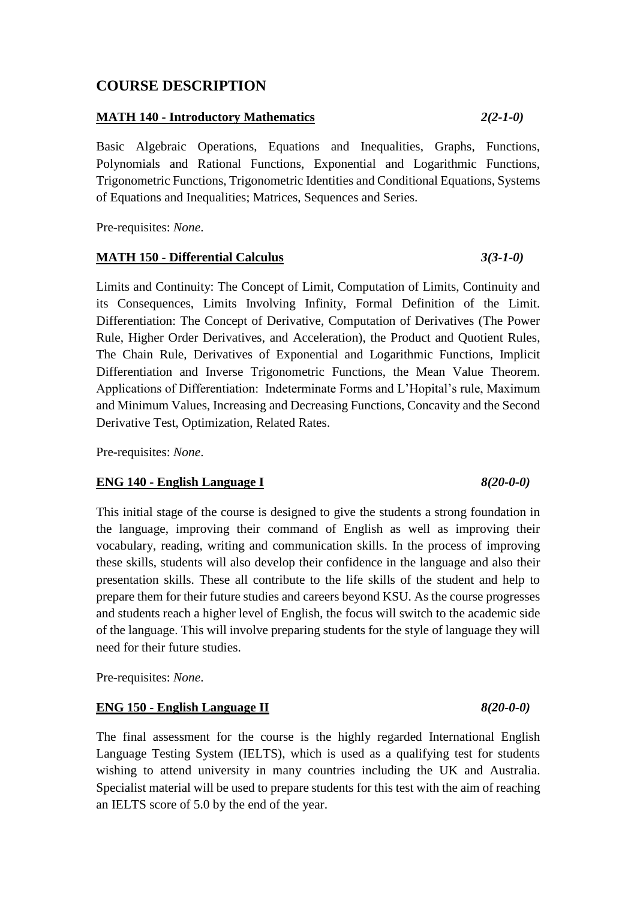# COURSE DESCRIPTION

**MATH 140 - Introductory Mathematics** *2(2-1-0)*

Basic Algebraic Operations, Equations and Inequalities, Graphs, Functions, Polynomials and Rational Functions, Exponential and Logarithmic Functions, Trigonometric Functions, Trigonometric Identities and Conditional Equations, Systems of Equations and Inequalities; Matrices, Sequences and Series.

Pre-requisites: *None*.

**MATH 150 - Differential Calculus** *3(3-1-0)*

Limits and Continuity: The Concept of Limit, Computation of Limits, Continuity and its Consequences, Limits Involving Infinity, Formal Definition of the Limit. Differentiation: The Concept of Derivative, Computation of Derivatives (The Power Rule, Higher Order Derivatives, and Acceleration), the Product and Quotient Rules, The Chain Rule, Derivatives of Exponential and Logarithmic Functions, Implicit Differentiation and Inverse Trigonometric Functions, the Mean Value Theorem. Applications of Differentiation: Indeterminate Forms and L'Hopital's rule, Maximum and Minimum Values, Increasing and Decreasing Functions, Concavity and the Second Derivative Test, Optimization, Related Rates.

Pre-requisites: *None*.

**ENG 140 - English Language I** *8(20-0-0)*

This initial stage of the course is designed to give the students a strong foundation in the language, improving their command of English as well as improving their vocabulary, reading, writing and communication skills. In the process of improving these skills, students will also develop their confidence in the language and also their presentation skills. These all contribute to the life skills of the student and help to prepare them for their future studies and careers beyond KSU. As the course progresses and students reach a higher level of English, the focus will switch to the academic side of the language. This will involve preparing students for the style of language they will need for their future studies.

Pre-requisites: *None*.

**ENG 150 - English Language II** *8(20-0-0)*

The final assessment for the course is the highly regarded International English Language Testing System (IELTS), which is used as a qualifying test for students wishing to attend university in many countries including the UK and Australia. Specialist material will be used to prepare students for this test with the aim of reaching an IELTS score of 5.0 by the end of the year.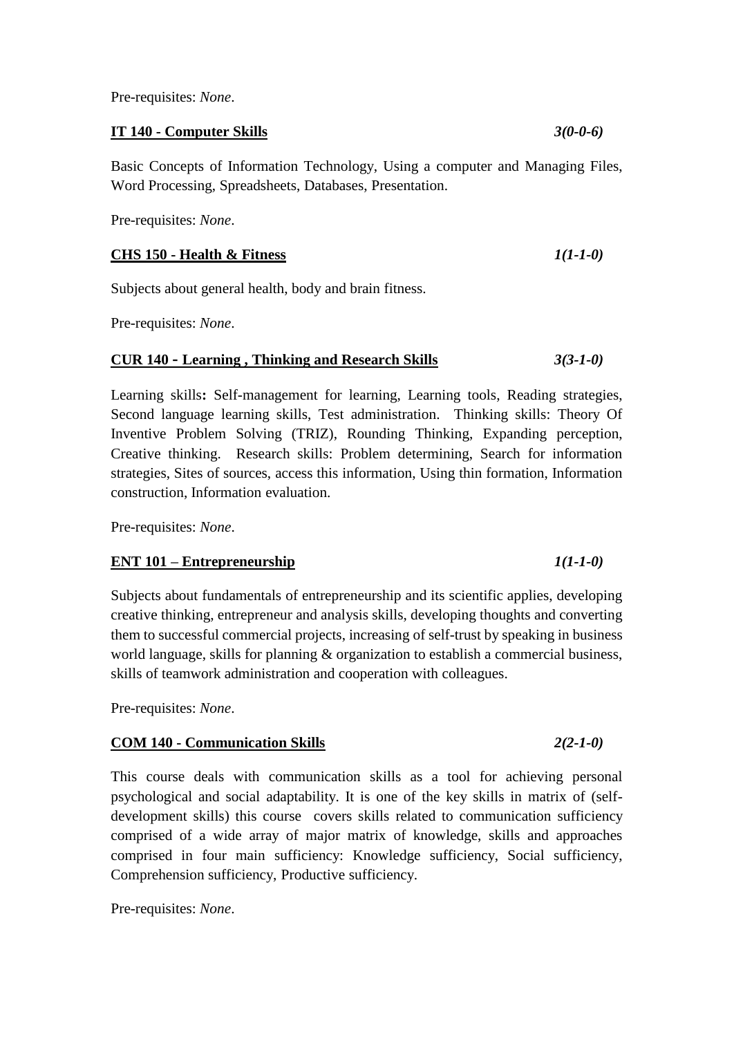Pre-requisites: *None*.

**IT 140 - Computer Skills** *3(0-0-6)*

Basic Concepts of Information Technology, Using a computer and Managing Files, Word Processing, Spreadsheets, Databases, Presentation.

Pre-requisites: *None*.

**CHS 150 - Health & Fitness** *1(1-1-0)*

Subjects about general health, body and brain fitness.

Pre-requisites: *None*.

**CUR 140 - Learning , Thinking and Research Skills** *3(3-1-0)*

Learning skills**:** Self-management for learning, Learning tools, Reading strategies, Second language learning skills, Test administration. Thinking skills: Theory Of Inventive Problem Solving (TRIZ), Rounding Thinking, Expanding perception, Creative thinking. Research skills: Problem determining, Search for information strategies, Sites of sources, access this information, Using thin formation, Information construction, Information evaluation.

Pre-requisites: *None*.

**ENT 101 – Entrepreneurship** *1(1-1-0)*

Subjects about fundamentals of entrepreneurship and its scientific applies, developing creative thinking, entrepreneur and analysis skills, developing thoughts and converting them to successful commercial projects, increasing of self-trust by speaking in business world language, skills for planning & organization to establish a commercial business, skills of teamwork administration and cooperation with colleagues.

Pre-requisites: *None*.

**COM 140 - Communication Skills** *2(2-1-0)*

This course deals with communication skills as a tool for achieving personal psychological and social adaptability. It is one of the key skills in matrix of (self-development skills) this course covers skills related to communication sufficiency comprised of a wide array of major matrix of knowledge, skills and approaches comprised in four main sufficiency: Knowledge sufficiency, Social sufficiency, Comprehension sufficiency, Productive sufficiency.

Pre-requisites: *None*.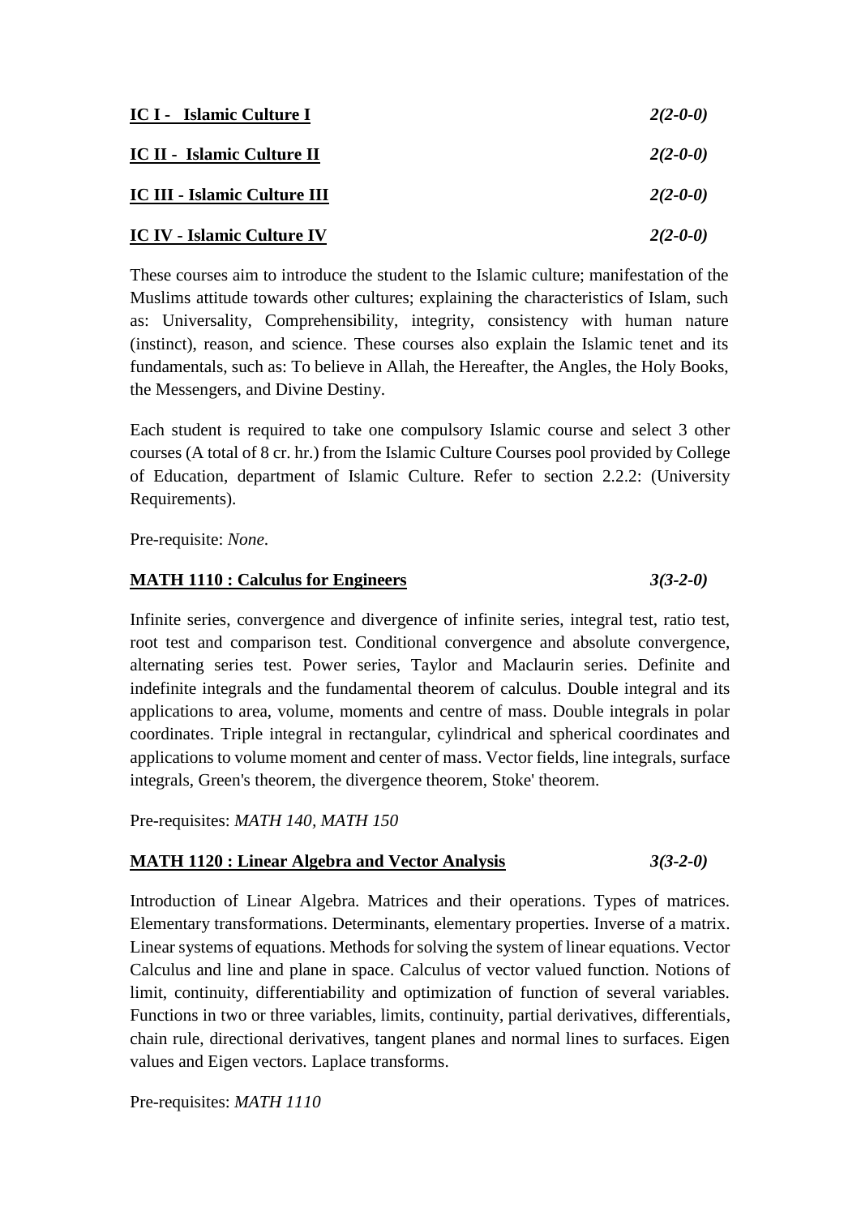**IC I - Islamic Culture I** *2(2-0-0)*

**IC II - Islamic Culture II** *2(2-0-0)*

**IC III - Islamic Culture III** *2(2-0-0)*

**IC IV - Islamic Culture IV** *2(2-0-0)*

These courses aim to introduce the student to the Islamic culture; manifestation of the Muslims attitude towards other cultures; explaining the characteristics of Islam, such as: Universality, Comprehensibility, integrity, consistency with human nature (instinct), reason, and science. These courses also explain the Islamic tenet and its fundamentals, such as: To believe in Allah, the Hereafter, the Angles, the Holy Books, the Messengers, and Divine Destiny.

Each student is required to take one compulsory Islamic course and select 3 other courses (A total of 8 cr. hr.) from the Islamic Culture Courses pool provided by College of Education, department of Islamic Culture. Refer to section 2.2.2: (University Requirements).

Pre-requisite: *None.*

**MATH 1110 : Calculus for Engineers** *3(3-2-0)*

Infinite series, convergence and divergence of infinite series, integral test, ratio test, root test and comparison test. Conditional convergence and absolute convergence, alternating series test. Power series, Taylor and Maclaurin series. Definite and indefinite integrals and the fundamental theorem of calculus. Double integral and its applications to area, volume, moments and centre of mass. Double integrals in polar coordinates. Triple integral in rectangular, cylindrical and spherical coordinates and applications to volume moment and center of mass. Vector fields, line integrals, surface integrals, Green's theorem, the divergence theorem, Stoke' theorem.

Pre-requisites: *MATH 140, MATH 150*

**MATH 1120 : Linear Algebra and Vector Analysis** *3(3-2-0)*

Introduction of Linear Algebra. Matrices and their operations. Types of matrices. Elementary transformations. Determinants, elementary properties. Inverse of a matrix. Linear systems of equations. Methods for solving the system of linear equations. Vector Calculus and line and plane in space. Calculus of vector valued function. Notions of limit, continuity, differentiability and optimization of function of several variables. Functions in two or three variables, limits, continuity, partial derivatives, differentials, chain rule, directional derivatives, tangent planes and normal lines to surfaces. Eigen values and Eigen vectors. Laplace transforms.

Pre-requisites: *MATH 1110*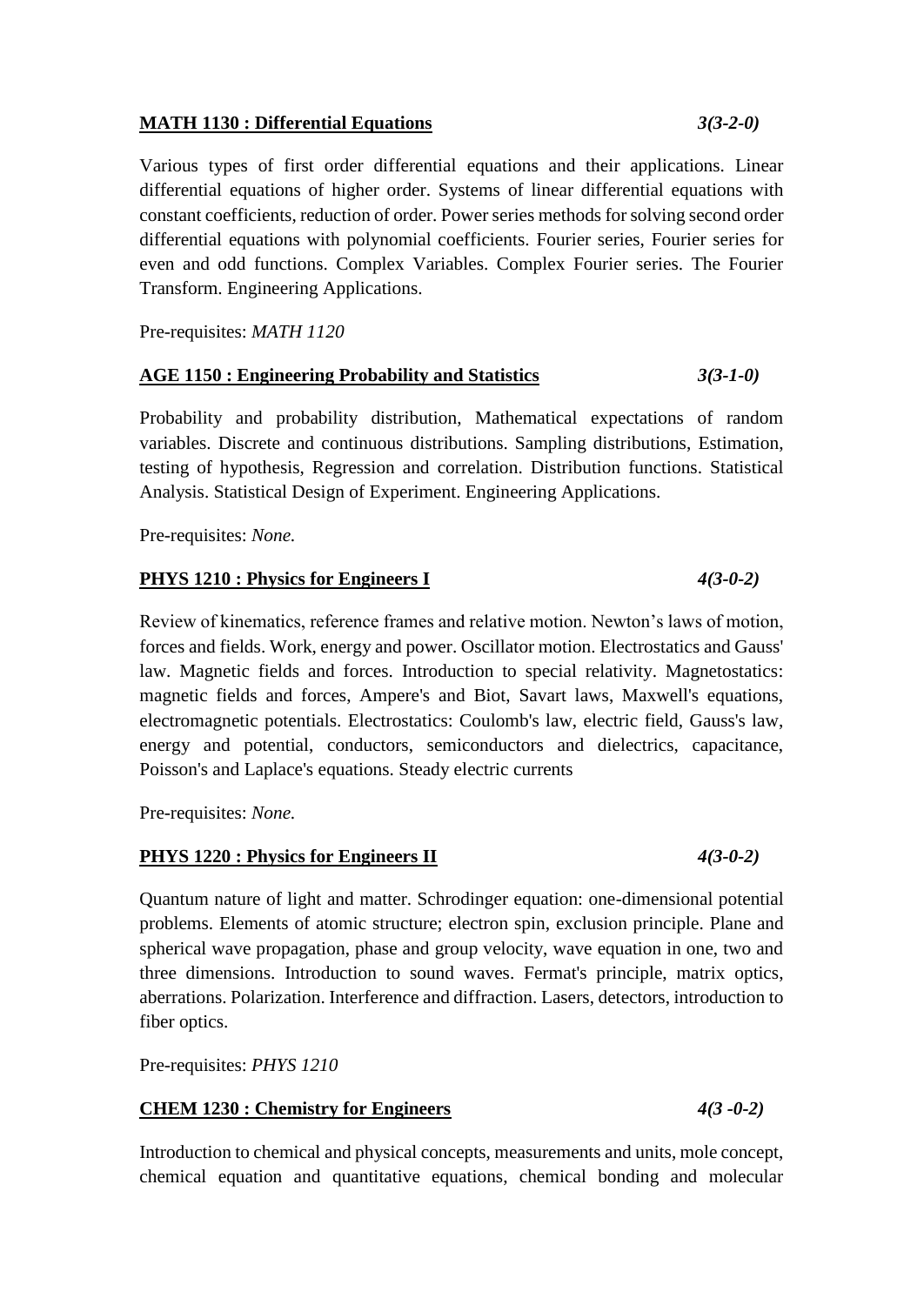**MATH 1130 : Differential Equations** *3(3-2-0)*

Various types of first order differential equations and their applications. Linear differential equations of higher order. Systems of linear differential equations with constant coefficients, reduction of order. Power series methods for solving second order differential equations with polynomial coefficients. Fourier series, Fourier series for even and odd functions. Complex Variables. Complex Fourier series. The Fourier Transform. Engineering Applications.

Pre-requisites: *MATH 1120*

**AGE 1150 : Engineering Probability and Statistics** *3(3-1-0)*

Probability and probability distribution, Mathematical expectations of random variables. Discrete and continuous distributions. Sampling distributions, Estimation, testing of hypothesis, Regression and correlation. Distribution functions. Statistical Analysis. Statistical Design of Experiment. Engineering Applications.

Pre-requisites: *None.*

**PHYS 1210 : Physics for Engineers I** *4(3-0-2)*

Review of kinematics, reference frames and relative motion. Newton's laws of motion, forces and fields. Work, energy and power. Oscillator motion. Electrostatics and Gauss' law. Magnetic fields and forces. Introduction to special relativity. Magnetostatics: magnetic fields and forces, Ampere's and Biot, Savart laws, Maxwell's equations, electromagnetic potentials. Electrostatics: Coulomb's law, electric field, Gauss's law, energy and potential, conductors, semiconductors and dielectrics, capacitance, Poisson's and Laplace's equations. Steady electric currents

Pre-requisites: *None.*

**PHYS 1220 : Physics for Engineers II** *4(3-0-2)*

Quantum nature of light and matter. Schrodinger equation: one-dimensional potential problems. Elements of atomic structure; electron spin, exclusion principle. Plane and spherical wave propagation, phase and group velocity, wave equation in one, two and three dimensions. Introduction to sound waves. Fermat's principle, matrix optics, aberrations. Polarization. Interference and diffraction. Lasers, detectors, introduction to fiber optics.

Pre-requisites: *PHYS 1210*

**CHEM 1230 : Chemistry for Engineers** *4(3 -0-2)*

Introduction to chemical and physical concepts, measurements and units, mole concept, chemical equation and quantitative equations, chemical bonding and molecular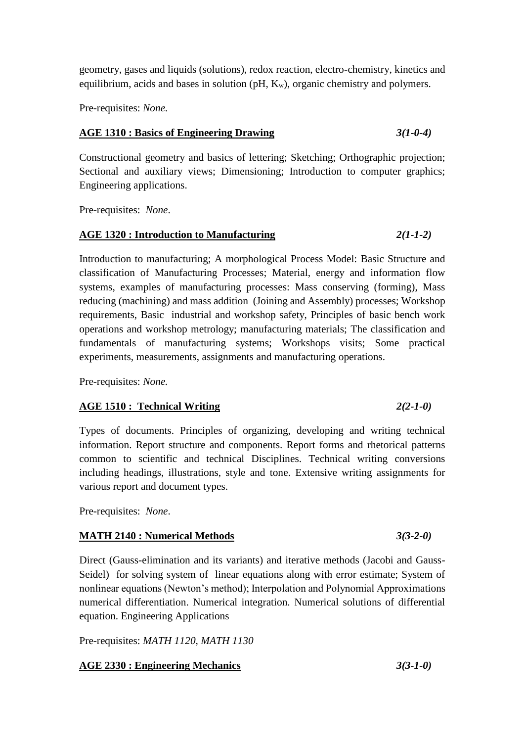geometry, gases and liquids (solutions), redox reaction, electro-chemistry, kinetics and equilibrium, acids and bases in solution (pH, $K_w$), organic chemistry and polymers.

Pre-requisites: *None.*

**AGE 1310 : Basics of Engineering Drawing** *3(1-0-4)*

Constructional geometry and basics of lettering; Sketching; Orthographic projection; Sectional and auxiliary views; Dimensioning; Introduction to computer graphics; Engineering applications.

Pre-requisites: *None*.

**AGE 1320 : Introduction to Manufacturing** *2(1-1-2)*

Introduction to manufacturing; A morphological Process Model: Basic Structure and classification of Manufacturing Processes; Material, energy and information flow systems, examples of manufacturing processes: Mass conserving (forming), Mass reducing (machining) and mass addition (Joining and Assembly) processes; Workshop requirements, Basic industrial and workshop safety, Principles of basic bench work operations and workshop metrology; manufacturing materials; The classification and fundamentals of manufacturing systems; Workshops visits; Some practical experiments, measurements, assignments and manufacturing operations.

Pre-requisites: *None.*

**AGE 1510 : Technical Writing** *2(2-1-0)*

Types of documents. Principles of organizing, developing and writing technical information. Report structure and components. Report forms and rhetorical patterns common to scientific and technical Disciplines. Technical writing conversions including headings, illustrations, style and tone. Extensive writing assignments for various report and document types.

Pre-requisites: *None*.

**MATH 2140 : Numerical Methods** *3(3-2-0)*

Direct (Gauss-elimination and its variants) and iterative methods (Jacobi and Gauss-Seidel) for solving system of linear equations along with error estimate; System of nonlinear equations (Newton's method); Interpolation and Polynomial Approximations numerical differentiation. Numerical integration. Numerical solutions of differential equation. Engineering Applications

Pre-requisites: *MATH 1120, MATH 1130*

**AGE 2330 : Engineering Mechanics** *3(3-1-0)*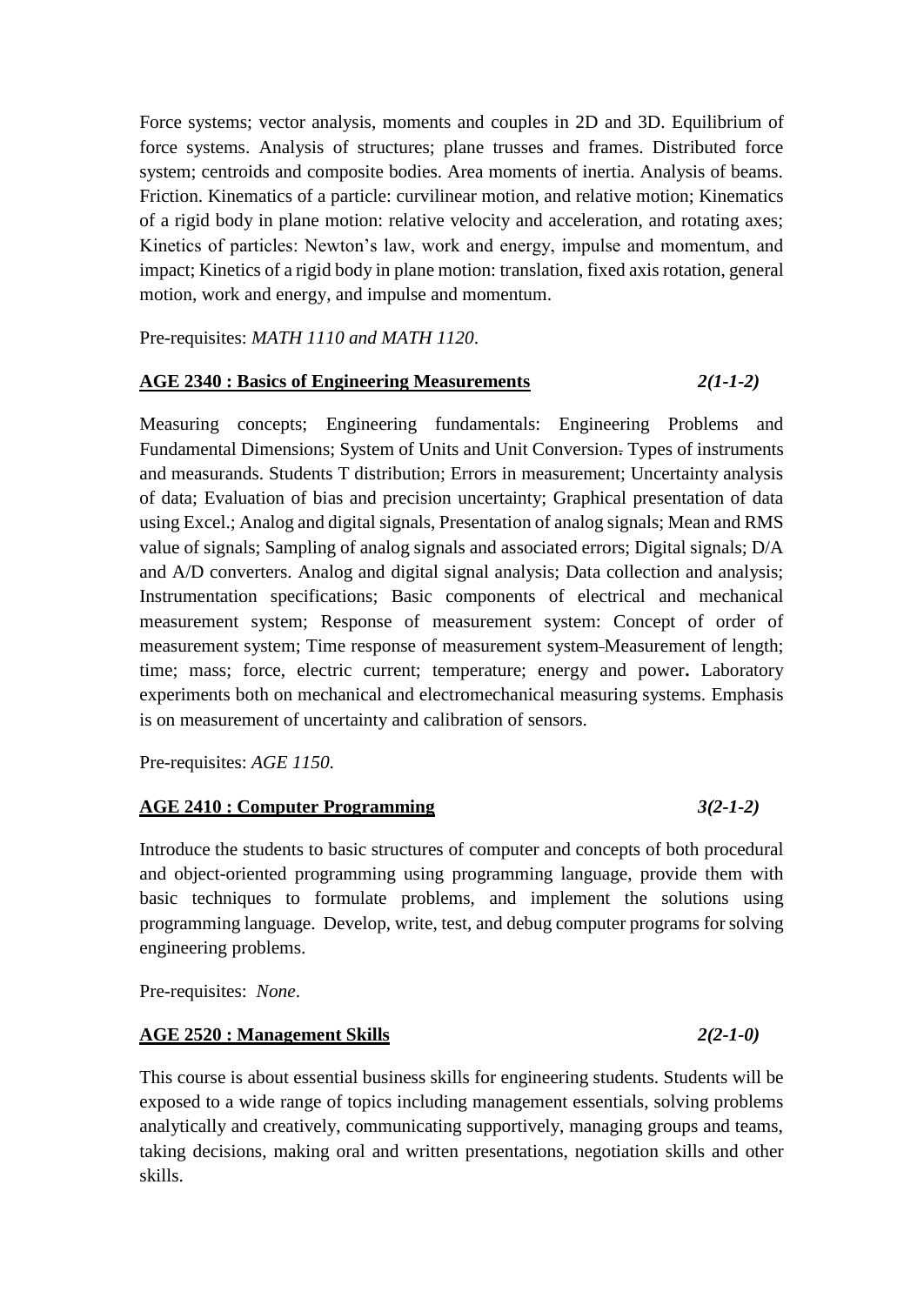Force systems; vector analysis, moments and couples in 2D and 3D. Equilibrium of force systems. Analysis of structures; plane trusses and frames. Distributed force system; centroids and composite bodies. Area moments of inertia. Analysis of beams. Friction. Kinematics of a particle: curvilinear motion, and relative motion; Kinematics of a rigid body in plane motion: relative velocity and acceleration, and rotating axes; Kinetics of particles: Newton's law, work and energy, impulse and momentum, and impact; Kinetics of a rigid body in plane motion: translation, fixed axis rotation, general motion, work and energy, and impulse and momentum.

Pre-requisites: *MATH 1110 and MATH 1120*.

**AGE 2340 : Basics of Engineering Measurements** *2(1-1-2)*

Measuring concepts; Engineering fundamentals: Engineering Problems and Fundamental Dimensions; System of Units and Unit Conversion. Types of instruments and measurands. Students T distribution; Errors in measurement; Uncertainty analysis of data; Evaluation of bias and precision uncertainty; Graphical presentation of data using Excel.; Analog and digital signals, Presentation of analog signals; Mean and RMS value of signals; Sampling of analog signals and associated errors; Digital signals; D/A and A/D converters. Analog and digital signal analysis; Data collection and analysis; Instrumentation specifications; Basic components of electrical and mechanical measurement system; Response of measurement system: Concept of order of measurement system; Time response of measurement system Measurement of length; time; mass; force, electric current; temperature; energy and power**.** Laboratory experiments both on mechanical and electromechanical measuring systems. Emphasis is on measurement of uncertainty and calibration of sensors.

Pre-requisites: *AGE 1150.*

**AGE 2410 : Computer Programming** *3(2-1-2)*

Introduce the students to basic structures of computer and concepts of both procedural and object-oriented programming using programming language, provide them with basic techniques to formulate problems, and implement the solutions using programming language. Develop, write, test, and debug computer programs for solving engineering problems.

Pre-requisites: *None*.

**AGE 2520 : Management Skills** *2(2-1-0)*

This course is about essential business skills for engineering students. Students will be exposed to a wide range of topics including management essentials, solving problems analytically and creatively, communicating supportively, managing groups and teams, taking decisions, making oral and written presentations, negotiation skills and other skills.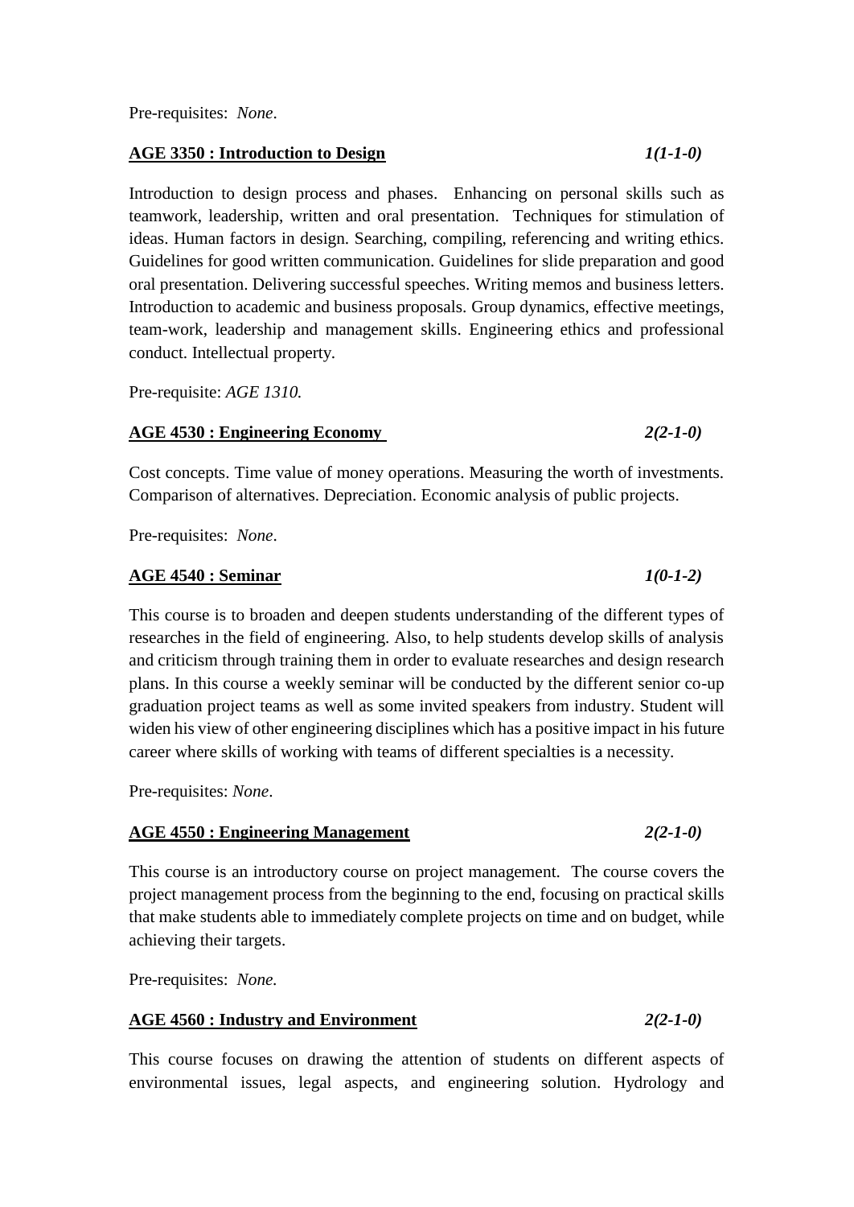Pre-requisites: *None*.

**AGE 3350 : Introduction to Design** *1(1-1-0)*

Introduction to design process and phases. Enhancing on personal skills such as teamwork, leadership, written and oral presentation. Techniques for stimulation of ideas. Human factors in design. Searching, compiling, referencing and writing ethics. Guidelines for good written communication. Guidelines for slide preparation and good oral presentation. Delivering successful speeches. Writing memos and business letters. Introduction to academic and business proposals. Group dynamics, effective meetings, team-work, leadership and management skills. Engineering ethics and professional conduct. Intellectual property.

Pre-requisite: *AGE 1310.*

**AGE 4530 : Engineering Economy** *2(2-1-0)*

Cost concepts. Time value of money operations. Measuring the worth of investments. Comparison of alternatives. Depreciation. Economic analysis of public projects.

Pre-requisites: *None*.

**AGE 4540 : Seminar** *1(0-1-2)*

This course is to broaden and deepen students understanding of the different types of researches in the field of engineering. Also, to help students develop skills of analysis and criticism through training them in order to evaluate researches and design research plans. In this course a weekly seminar will be conducted by the different senior co-up graduation project teams as well as some invited speakers from industry. Student will widen his view of other engineering disciplines which has a positive impact in his future career where skills of working with teams of different specialties is a necessity.

Pre-requisites: *None*.

**AGE 4550 : Engineering Management** *2(2-1-0)*

This course is an introductory course on project management. The course covers the project management process from the beginning to the end, focusing on practical skills that make students able to immediately complete projects on time and on budget, while achieving their targets.

Pre-requisites: *None.*

**AGE 4560 : Industry and Environment** *2(2-1-0)*

This course focuses on drawing the attention of students on different aspects of environmental issues, legal aspects, and engineering solution. Hydrology and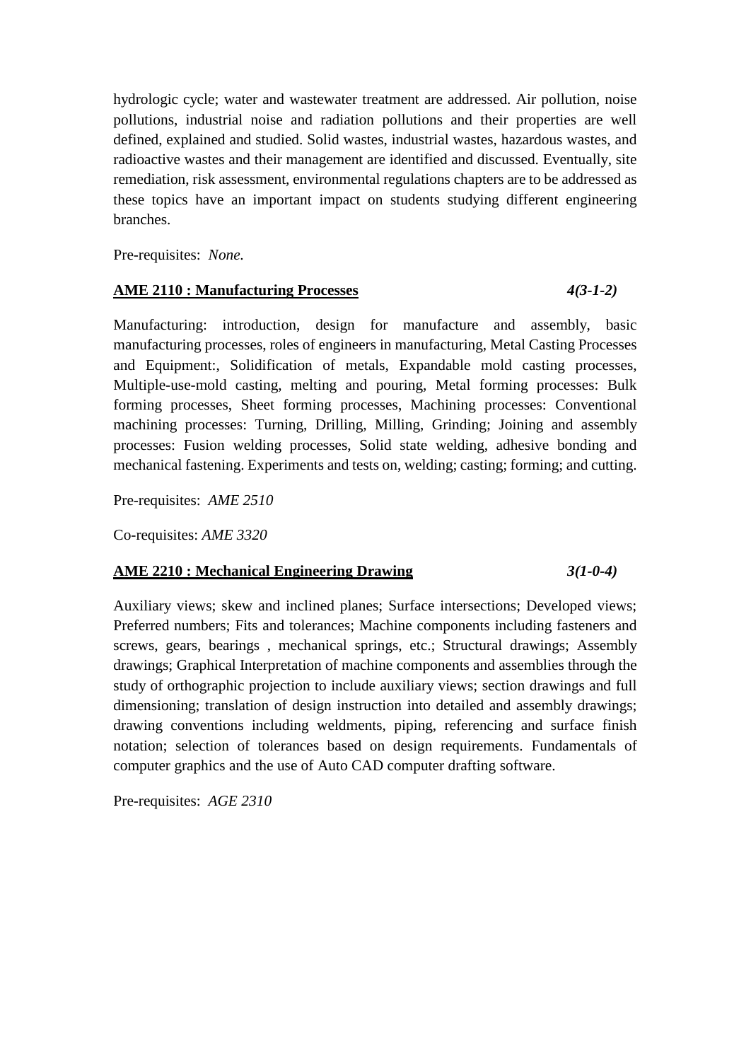hydrologic cycle; water and wastewater treatment are addressed. Air pollution, noise pollutions, industrial noise and radiation pollutions and their properties are well defined, explained and studied. Solid wastes, industrial wastes, hazardous wastes, and radioactive wastes and their management are identified and discussed. Eventually, site remediation, risk assessment, environmental regulations chapters are to be addressed as these topics have an important impact on students studying different engineering branches.

Pre-requisites: *None.*

**AME 2110 : Manufacturing Processes** *4(3-1-2)*

Manufacturing: introduction, design for manufacture and assembly, basic manufacturing processes, roles of engineers in manufacturing, Metal Casting Processes and Equipment:, Solidification of metals, Expandable mold casting processes, Multiple-use-mold casting, melting and pouring, Metal forming processes: Bulk forming processes, Sheet forming processes, Machining processes: Conventional machining processes: Turning, Drilling, Milling, Grinding; Joining and assembly processes: Fusion welding processes, Solid state welding, adhesive bonding and mechanical fastening. Experiments and tests on, welding; casting; forming; and cutting.

Pre-requisites: *AME 2510*

Co-requisites: *AME 3320*

**AME 2210 : Mechanical Engineering Drawing** *3(1-0-4)*

Auxiliary views; skew and inclined planes; Surface intersections; Developed views; Preferred numbers; Fits and tolerances; Machine components including fasteners and screws, gears, bearings , mechanical springs, etc.; Structural drawings; Assembly drawings; Graphical Interpretation of machine components and assemblies through the study of orthographic projection to include auxiliary views; section drawings and full dimensioning; translation of design instruction into detailed and assembly drawings; drawing conventions including weldments, piping, referencing and surface finish notation; selection of tolerances based on design requirements. Fundamentals of computer graphics and the use of Auto CAD computer drafting software.

Pre-requisites: *AGE 2310*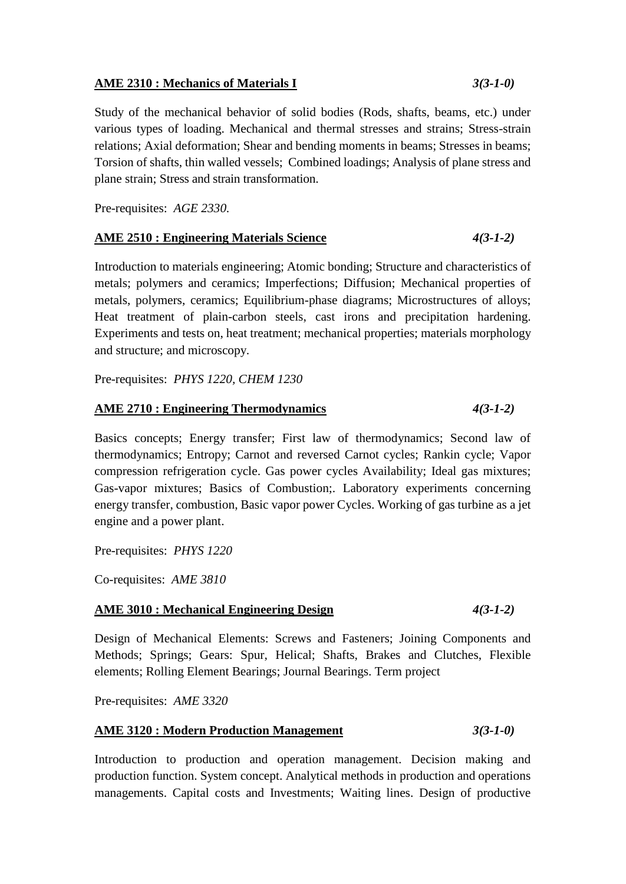**<u>AME 2310 : Mechanics of Materials I</u>** *3(3-1-0)*

Study of the mechanical behavior of solid bodies (Rods, shafts, beams, etc.) under various types of loading. Mechanical and thermal stresses and strains; Stress-strain relations; Axial deformation; Shear and bending moments in beams; Stresses in beams; Torsion of shafts, thin walled vessels; Combined loadings; Analysis of plane stress and plane strain; Stress and strain transformation.

Pre-requisites: *AGE 2330.*

**<u>AME 2510 : Engineering Materials Science</u>** *4(3-1-2)*

Introduction to materials engineering; Atomic bonding; Structure and characteristics of metals; polymers and ceramics; Imperfections; Diffusion; Mechanical properties of metals, polymers, ceramics; Equilibrium-phase diagrams; Microstructures of alloys; Heat treatment of plain-carbon steels, cast irons and precipitation hardening. Experiments and tests on, heat treatment; mechanical properties; materials morphology and structure; and microscopy.

Pre-requisites: *PHYS 1220, CHEM 1230*

**<u>AME 2710 : Engineering Thermodynamics</u>** *4(3-1-2)*

Basics concepts; Energy transfer; First law of thermodynamics; Second law of thermodynamics; Entropy; Carnot and reversed Carnot cycles; Rankin cycle; Vapor compression refrigeration cycle. Gas power cycles Availability; Ideal gas mixtures; Gas-vapor mixtures; Basics of Combustion;. Laboratory experiments concerning energy transfer, combustion, Basic vapor power Cycles. Working of gas turbine as a jet engine and a power plant.

Pre-requisites: *PHYS 1220*

Co-requisites: *AME 3810*

**<u>AME 3010 : Mechanical Engineering Design</u>** *4(3-1-2)*

Design of Mechanical Elements: Screws and Fasteners; Joining Components and Methods; Springs; Gears: Spur, Helical; Shafts, Brakes and Clutches, Flexible elements; Rolling Element Bearings; Journal Bearings. Term project

Pre-requisites: *AME 3320*

**<u>AME 3120 : Modern Production Management</u>** *3(3-1-0)*

Introduction to production and operation management. Decision making and production function. System concept. Analytical methods in production and operations managements. Capital costs and Investments; Waiting lines. Design of productive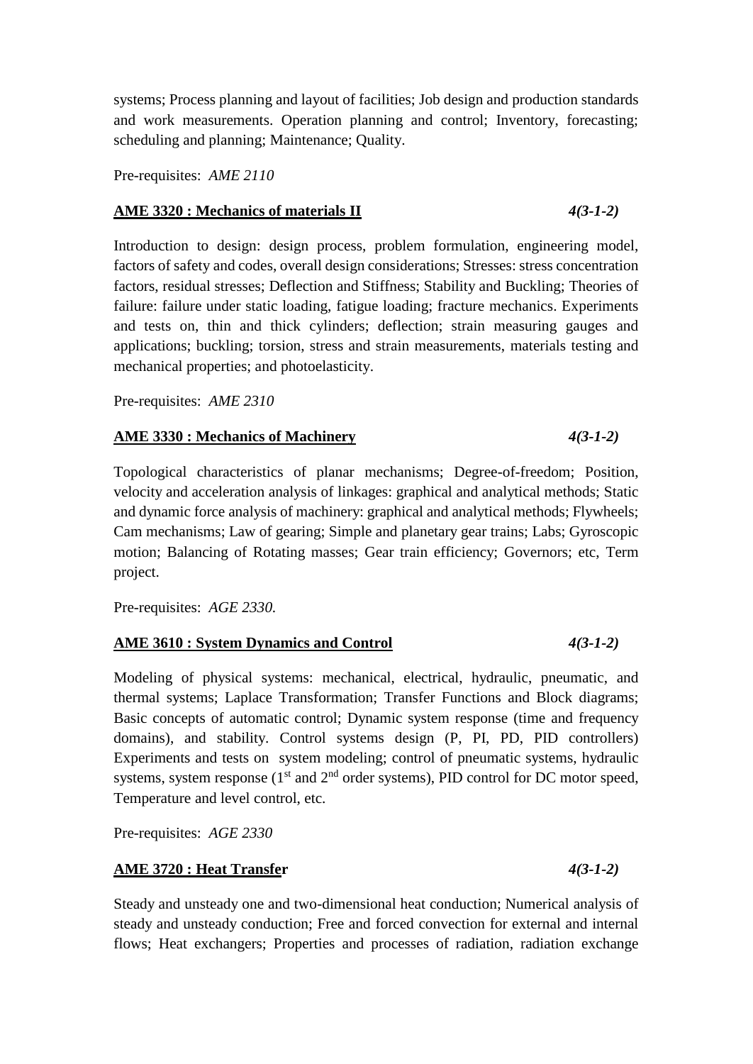systems; Process planning and layout of facilities; Job design and production standards and work measurements. Operation planning and control; Inventory, forecasting; scheduling and planning; Maintenance; Quality.

Pre-requisites: *AME 2110*

**AME 3320 : Mechanics of materials II** *4(3-1-2)*

Introduction to design: design process, problem formulation, engineering model, factors of safety and codes, overall design considerations; Stresses: stress concentration factors, residual stresses; Deflection and Stiffness; Stability and Buckling; Theories of failure: failure under static loading, fatigue loading; fracture mechanics. Experiments and tests on, thin and thick cylinders; deflection; strain measuring gauges and applications; buckling; torsion, stress and strain measurements, materials testing and mechanical properties; and photoelasticity.

Pre-requisites: *AME 2310*

**AME 3330 : Mechanics of Machinery** *4(3-1-2)*

Topological characteristics of planar mechanisms; Degree-of-freedom; Position, velocity and acceleration analysis of linkages: graphical and analytical methods; Static and dynamic force analysis of machinery: graphical and analytical methods; Flywheels; Cam mechanisms; Law of gearing; Simple and planetary gear trains; Labs; Gyroscopic motion; Balancing of Rotating masses; Gear train efficiency; Governors; etc, Term project.

Pre-requisites: *AGE 2330.*

**AME 3610 : System Dynamics and Control** *4(3-1-2)*

Modeling of physical systems: mechanical, electrical, hydraulic, pneumatic, and thermal systems; Laplace Transformation; Transfer Functions and Block diagrams; Basic concepts of automatic control; Dynamic system response (time and frequency domains), and stability. Control systems design (P, PI, PD, PID controllers) Experiments and tests on system modeling; control of pneumatic systems, hydraulic systems, system response (1st and 2nd order systems), PID control for DC motor speed, Temperature and level control, etc.

Pre-requisites: *AGE 2330*

**AME 3720 : Heat Transfer** *4(3-1-2)*

Steady and unsteady one and two-dimensional heat conduction; Numerical analysis of steady and unsteady conduction; Free and forced convection for external and internal flows; Heat exchangers; Properties and processes of radiation, radiation exchange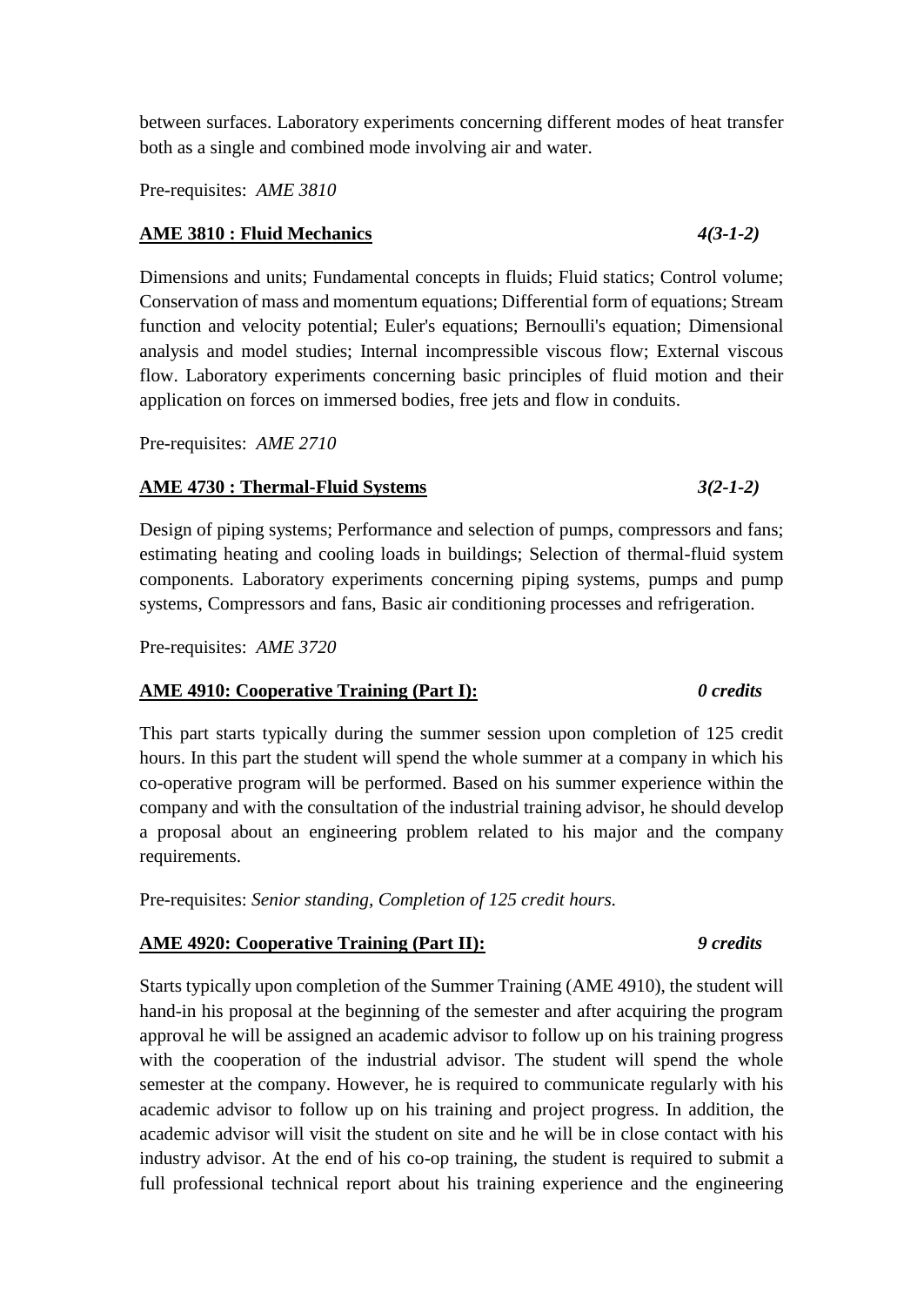between surfaces. Laboratory experiments concerning different modes of heat transfer both as a single and combined mode involving air and water.

Pre-requisites: *AME 3810*

**AME 3810 : Fluid Mechanics** *4(3-1-2)*

Dimensions and units; Fundamental concepts in fluids; Fluid statics; Control volume; Conservation of mass and momentum equations; Differential form of equations; Stream function and velocity potential; Euler's equations; Bernoulli's equation; Dimensional analysis and model studies; Internal incompressible viscous flow; External viscous flow. Laboratory experiments concerning basic principles of fluid motion and their application on forces on immersed bodies, free jets and flow in conduits.

Pre-requisites: *AME 2710*

**AME 4730 : Thermal-Fluid Systems** *3(2-1-2)*

Design of piping systems; Performance and selection of pumps, compressors and fans; estimating heating and cooling loads in buildings; Selection of thermal-fluid system components. Laboratory experiments concerning piping systems, pumps and pump systems, Compressors and fans, Basic air conditioning processes and refrigeration.

Pre-requisites: *AME 3720*

**AME 4910: Cooperative Training (Part I):** *0 credits*

This part starts typically during the summer session upon completion of 125 credit hours. In this part the student will spend the whole summer at a company in which his co-operative program will be performed. Based on his summer experience within the company and with the consultation of the industrial training advisor, he should develop a proposal about an engineering problem related to his major and the company requirements.

Pre-requisites: *Senior standing, Completion of 125 credit hours.*

**AME 4920: Cooperative Training (Part II):** *9 credits*

Starts typically upon completion of the Summer Training (AME 4910), the student will hand-in his proposal at the beginning of the semester and after acquiring the program approval he will be assigned an academic advisor to follow up on his training progress with the cooperation of the industrial advisor. The student will spend the whole semester at the company. However, he is required to communicate regularly with his academic advisor to follow up on his training and project progress. In addition, the academic advisor will visit the student on site and he will be in close contact with his industry advisor. At the end of his co-op training, the student is required to submit a full professional technical report about his training experience and the engineering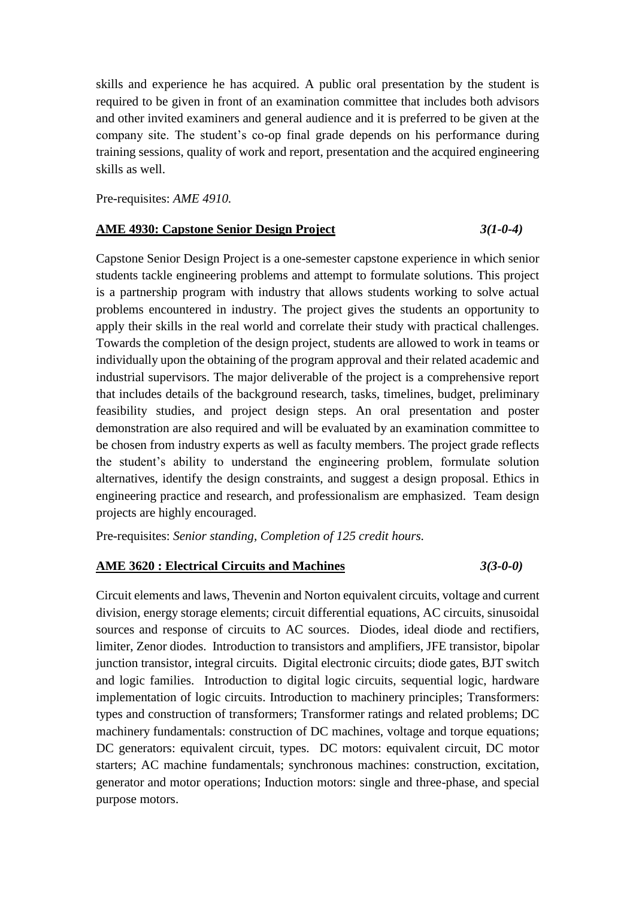skills and experience he has acquired. A public oral presentation by the student is required to be given in front of an examination committee that includes both advisors and other invited examiners and general audience and it is preferred to be given at the company site. The student's co-op final grade depends on his performance during training sessions, quality of work and report, presentation and the acquired engineering skills as well.

Pre-requisites: *AME 4910.*

**AME 4930: Capstone Senior Design Project** *3(1-0-4)*

Capstone Senior Design Project is a one-semester capstone experience in which senior students tackle engineering problems and attempt to formulate solutions. This project is a partnership program with industry that allows students working to solve actual problems encountered in industry. The project gives the students an opportunity to apply their skills in the real world and correlate their study with practical challenges. Towards the completion of the design project, students are allowed to work in teams or individually upon the obtaining of the program approval and their related academic and industrial supervisors. The major deliverable of the project is a comprehensive report that includes details of the background research, tasks, timelines, budget, preliminary feasibility studies, and project design steps. An oral presentation and poster demonstration are also required and will be evaluated by an examination committee to be chosen from industry experts as well as faculty members. The project grade reflects the student's ability to understand the engineering problem, formulate solution alternatives, identify the design constraints, and suggest a design proposal. Ethics in engineering practice and research, and professionalism are emphasized. Team design projects are highly encouraged.

Pre-requisites: *Senior standing, Completion of 125 credit hours.*

**AME 3620 : Electrical Circuits and Machines** *3(3-0-0)*

Circuit elements and laws, Thevenin and Norton equivalent circuits, voltage and current division, energy storage elements; circuit differential equations, AC circuits, sinusoidal sources and response of circuits to AC sources. Diodes, ideal diode and rectifiers, limiter, Zenor diodes. Introduction to transistors and amplifiers, JFE transistor, bipolar junction transistor, integral circuits. Digital electronic circuits; diode gates, BJT switch and logic families. Introduction to digital logic circuits, sequential logic, hardware implementation of logic circuits. Introduction to machinery principles; Transformers: types and construction of transformers; Transformer ratings and related problems; DC machinery fundamentals: construction of DC machines, voltage and torque equations; DC generators: equivalent circuit, types. DC motors: equivalent circuit, DC motor starters; AC machine fundamentals; synchronous machines: construction, excitation, generator and motor operations; Induction motors: single and three-phase, and special purpose motors.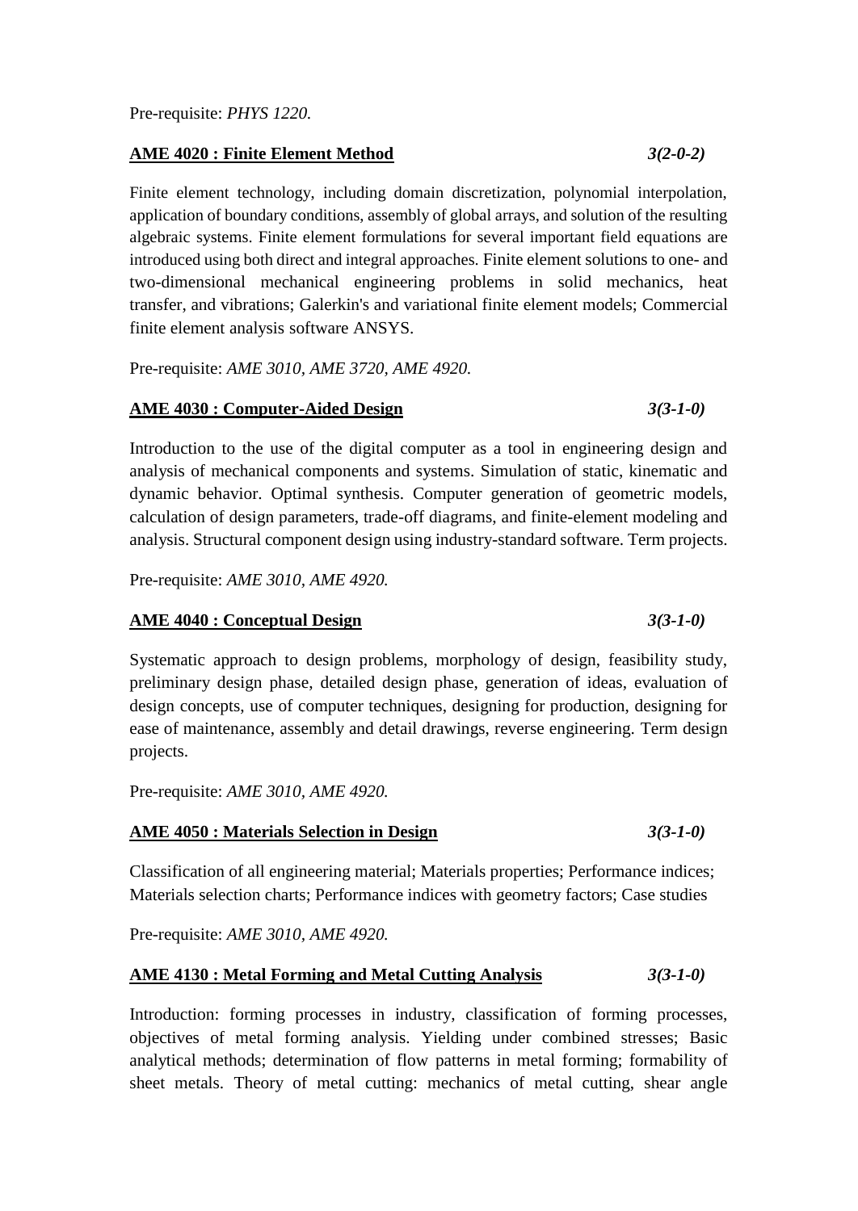Pre-requisite: *PHYS 1220.*

**AME 4020 : Finite Element Method** *3(2-0-2)*

Finite element technology, including domain discretization, polynomial interpolation, application of boundary conditions, assembly of global arrays, and solution of the resulting algebraic systems. Finite element formulations for several important field equations are introduced using both direct and integral approaches. Finite element solutions to one- and two-dimensional mechanical engineering problems in solid mechanics, heat transfer, and vibrations; Galerkin's and variational finite element models; Commercial finite element analysis software ANSYS.

Pre-requisite: *AME 3010, AME 3720, AME 4920.*

**AME 4030 : Computer-Aided Design** *3(3-1-0)*

Introduction to the use of the digital computer as a tool in engineering design and analysis of mechanical components and systems. Simulation of static, kinematic and dynamic behavior. Optimal synthesis. Computer generation of geometric models, calculation of design parameters, trade-off diagrams, and finite-element modeling and analysis. Structural component design using industry-standard software. Term projects.

Pre-requisite: *AME 3010, AME 4920.*

**AME 4040 : Conceptual Design** *3(3-1-0)*

Systematic approach to design problems, morphology of design, feasibility study, preliminary design phase, detailed design phase, generation of ideas, evaluation of design concepts, use of computer techniques, designing for production, designing for ease of maintenance, assembly and detail drawings, reverse engineering. Term design projects.

Pre-requisite: *AME 3010, AME 4920.*

**AME 4050 : Materials Selection in Design** *3(3-1-0)*

Classification of all engineering material; Materials properties; Performance indices; Materials selection charts; Performance indices with geometry factors; Case studies

Pre-requisite: *AME 3010, AME 4920.*

**AME 4130 : Metal Forming and Metal Cutting Analysis** *3(3-1-0)*

Introduction: forming processes in industry, classification of forming processes, objectives of metal forming analysis. Yielding under combined stresses; Basic analytical methods; determination of flow patterns in metal forming; formability of sheet metals. Theory of metal cutting: mechanics of metal cutting, shear angle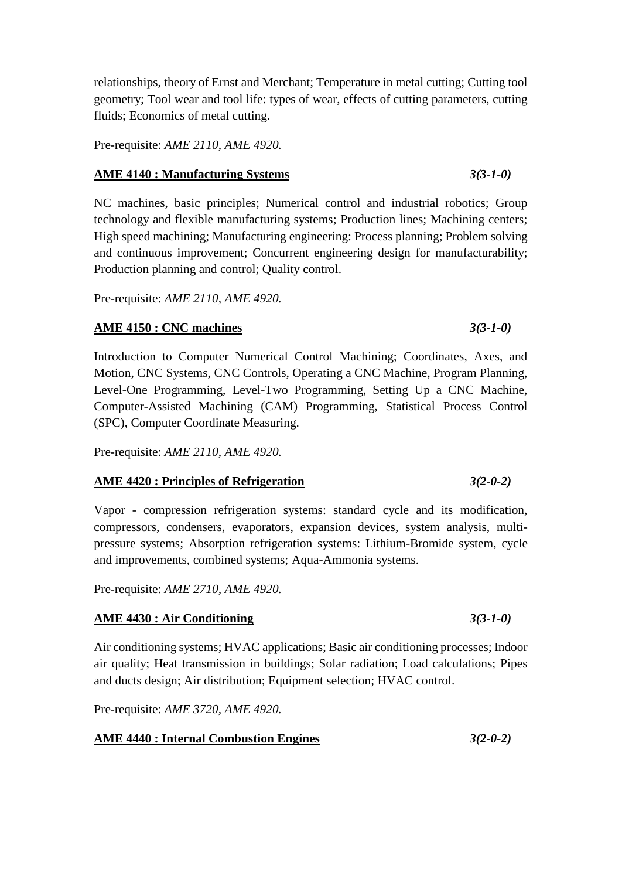relationships, theory of Ernst and Merchant; Temperature in metal cutting; Cutting tool geometry; Tool wear and tool life: types of wear, effects of cutting parameters, cutting fluids; Economics of metal cutting.

Pre-requisite: *AME 2110, AME 4920.*

**AME 4140 : Manufacturing Systems** *3(3-1-0)*

NC machines, basic principles; Numerical control and industrial robotics; Group technology and flexible manufacturing systems; Production lines; Machining centers; High speed machining; Manufacturing engineering: Process planning; Problem solving and continuous improvement; Concurrent engineering design for manufacturability; Production planning and control; Quality control.

Pre-requisite: *AME 2110, AME 4920.*

**AME 4150 : CNC machines** *3(3-1-0)*

Introduction to Computer Numerical Control Machining; Coordinates, Axes, and Motion, CNC Systems, CNC Controls, Operating a CNC Machine, Program Planning, Level-One Programming, Level-Two Programming, Setting Up a CNC Machine, Computer-Assisted Machining (CAM) Programming, Statistical Process Control (SPC), Computer Coordinate Measuring.

Pre-requisite: *AME 2110, AME 4920.*

**AME 4420 : Principles of Refrigeration** *3(2-0-2)*

Vapor - compression refrigeration systems: standard cycle and its modification, compressors, condensers, evaporators, expansion devices, system analysis, multi-pressure systems; Absorption refrigeration systems: Lithium-Bromide system, cycle and improvements, combined systems; Aqua-Ammonia systems.

Pre-requisite: *AME 2710, AME 4920.*

**AME 4430 : Air Conditioning** *3(3-1-0)*

Air conditioning systems; HVAC applications; Basic air conditioning processes; Indoor air quality; Heat transmission in buildings; Solar radiation; Load calculations; Pipes and ducts design; Air distribution; Equipment selection; HVAC control.

Pre-requisite: *AME 3720, AME 4920.*

**AME 4440 : Internal Combustion Engines** *3(2-0-2)*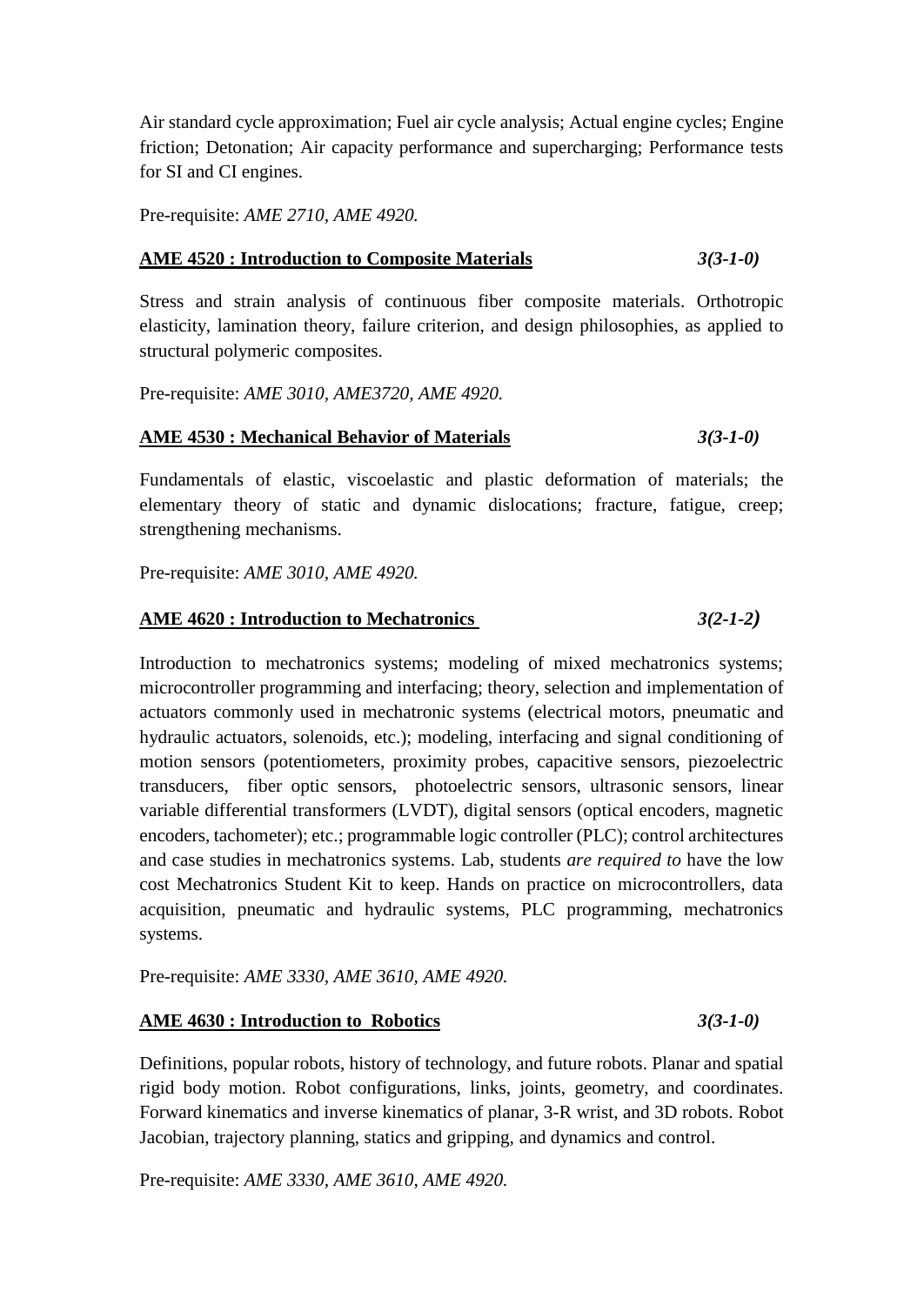Air standard cycle approximation; Fuel air cycle analysis; Actual engine cycles; Engine friction; Detonation; Air capacity performance and supercharging; Performance tests for SI and CI engines.

Pre-requisite: *AME 2710, AME 4920.*

### AME 4520 : Introduction to Composite Materials *3(3-1-0)*

Stress and strain analysis of continuous fiber composite materials. Orthotropic elasticity, lamination theory, failure criterion, and design philosophies, as applied to structural polymeric composites.

Pre-requisite: *AME 3010, AME3720, AME 4920.*

### AME 4530 : Mechanical Behavior of Materials *3(3-1-0)*

Fundamentals of elastic, viscoelastic and plastic deformation of materials; the elementary theory of static and dynamic dislocations; fracture, fatigue, creep; strengthening mechanisms.

Pre-requisite: *AME 3010, AME 4920.*

### AME 4620 : Introduction to Mechatronics *3(2-1-2)*

Introduction to mechatronics systems; modeling of mixed mechatronics systems; microcontroller programming and interfacing; theory, selection and implementation of actuators commonly used in mechatronic systems (electrical motors, pneumatic and hydraulic actuators, solenoids, etc.); modeling, interfacing and signal conditioning of motion sensors (potentiometers, proximity probes, capacitive sensors, piezoelectric transducers, fiber optic sensors, photoelectric sensors, ultrasonic sensors, linear variable differential transformers (LVDT), digital sensors (optical encoders, magnetic encoders, tachometer); etc.; programmable logic controller (PLC); control architectures and case studies in mechatronics systems. Lab, students *are required to* have the low cost Mechatronics Student Kit to keep. Hands on practice on microcontrollers, data acquisition, pneumatic and hydraulic systems, PLC programming, mechatronics systems.

Pre-requisite: *AME 3330, AME 3610, AME 4920.*

### AME 4630 : Introduction to Robotics *3(3-1-0)*

Definitions, popular robots, history of technology, and future robots. Planar and spatial rigid body motion. Robot configurations, links, joints, geometry, and coordinates. Forward kinematics and inverse kinematics of planar, 3-R wrist, and 3D robots. Robot Jacobian, trajectory planning, statics and gripping, and dynamics and control.

Pre-requisite: *AME 3330, AME 3610, AME 4920.*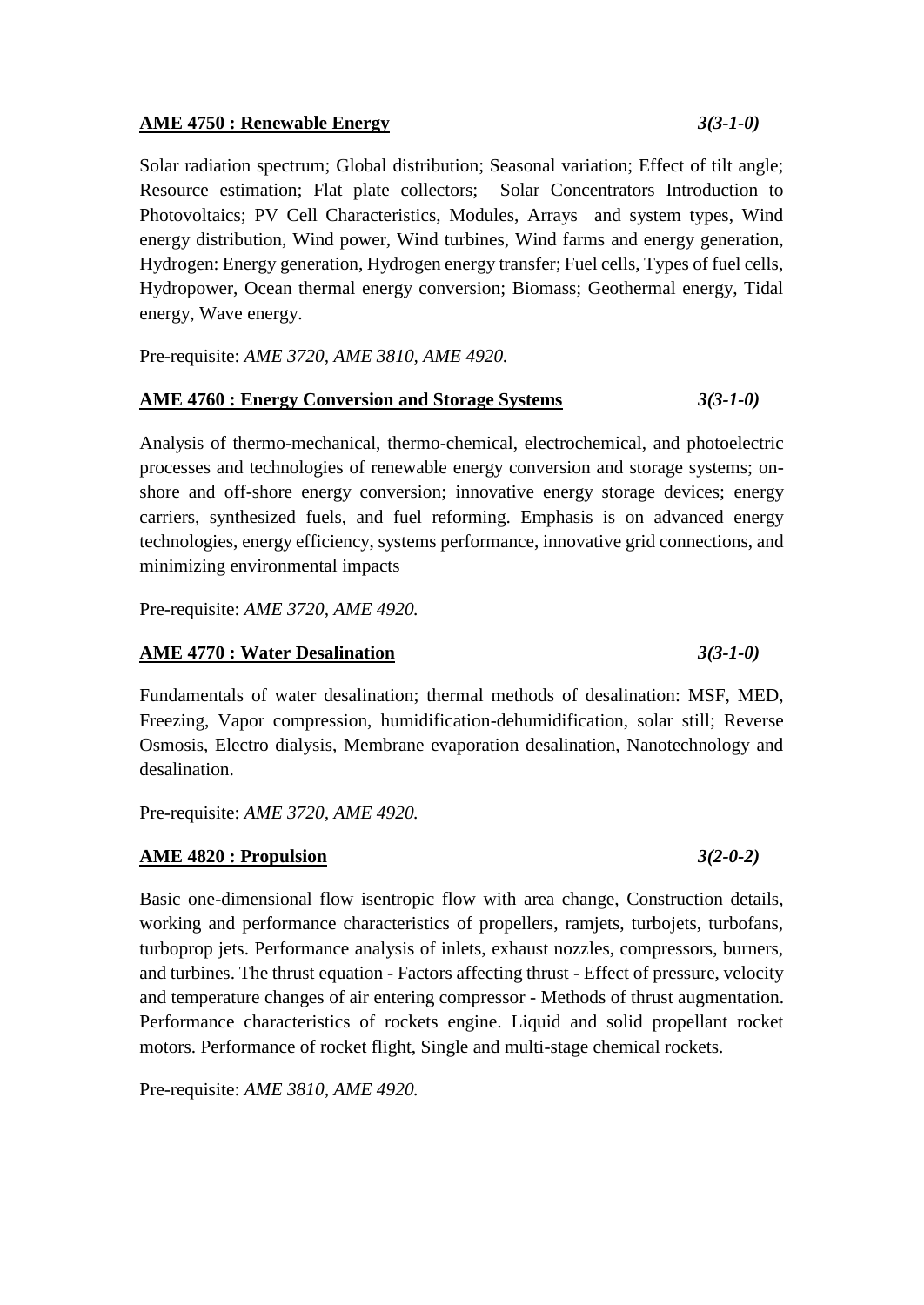**AME 4750 : Renewable Energy** *3(3-1-0)*

Solar radiation spectrum; Global distribution; Seasonal variation; Effect of tilt angle; Resource estimation; Flat plate collectors; Solar Concentrators Introduction to Photovoltaics; PV Cell Characteristics, Modules, Arrays and system types, Wind energy distribution, Wind power, Wind turbines, Wind farms and energy generation, Hydrogen: Energy generation, Hydrogen energy transfer; Fuel cells, Types of fuel cells, Hydropower, Ocean thermal energy conversion; Biomass; Geothermal energy, Tidal energy, Wave energy.

Pre-requisite: *AME 3720, AME 3810, AME 4920.*

**AME 4760 : Energy Conversion and Storage Systems** *3(3-1-0)*

Analysis of thermo-mechanical, thermo-chemical, electrochemical, and photoelectric processes and technologies of renewable energy conversion and storage systems; on-shore and off-shore energy conversion; innovative energy storage devices; energy carriers, synthesized fuels, and fuel reforming. Emphasis is on advanced energy technologies, energy efficiency, systems performance, innovative grid connections, and minimizing environmental impacts

Pre-requisite: *AME 3720, AME 4920.*

**AME 4770 : Water Desalination** *3(3-1-0)*

Fundamentals of water desalination; thermal methods of desalination: MSF, MED, Freezing, Vapor compression, humidification-dehumidification, solar still; Reverse Osmosis, Electro dialysis, Membrane evaporation desalination, Nanotechnology and desalination.

Pre-requisite: *AME 3720, AME 4920.*

**AME 4820 : Propulsion** *3(2-0-2)*

Basic one-dimensional flow isentropic flow with area change, Construction details, working and performance characteristics of propellers, ramjets, turbojets, turbofans, turboprop jets. Performance analysis of inlets, exhaust nozzles, compressors, burners, and turbines. The thrust equation - Factors affecting thrust - Effect of pressure, velocity and temperature changes of air entering compressor - Methods of thrust augmentation. Performance characteristics of rockets engine. Liquid and solid propellant rocket motors. Performance of rocket flight, Single and multi-stage chemical rockets.

Pre-requisite: *AME 3810, AME 4920.*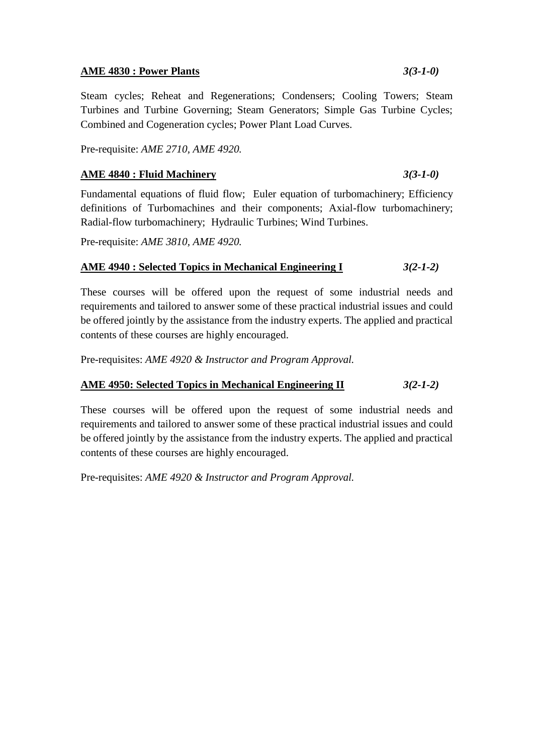**AME 4830 : Power Plants** *3(3-1-0)*

Steam cycles; Reheat and Regenerations; Condensers; Cooling Towers; Steam Turbines and Turbine Governing; Steam Generators; Simple Gas Turbine Cycles; Combined and Cogeneration cycles; Power Plant Load Curves.

Pre-requisite: *AME 2710, AME 4920.*

**AME 4840 : Fluid Machinery** *3(3-1-0)*

Fundamental equations of fluid flow; Euler equation of turbomachinery; Efficiency definitions of Turbomachines and their components; Axial-flow turbomachinery; Radial-flow turbomachinery; Hydraulic Turbines; Wind Turbines.

Pre-requisite: *AME 3810, AME 4920.*

**AME 4940 : Selected Topics in Mechanical Engineering I** *3(2-1-2)*

These courses will be offered upon the request of some industrial needs and requirements and tailored to answer some of these practical industrial issues and could be offered jointly by the assistance from the industry experts. The applied and practical contents of these courses are highly encouraged.

Pre-requisites: *AME 4920 & Instructor and Program Approval.*

**AME 4950: Selected Topics in Mechanical Engineering II** *3(2-1-2)*

These courses will be offered upon the request of some industrial needs and requirements and tailored to answer some of these practical industrial issues and could be offered jointly by the assistance from the industry experts. The applied and practical contents of these courses are highly encouraged.

Pre-requisites: *AME 4920 & Instructor and Program Approval.*